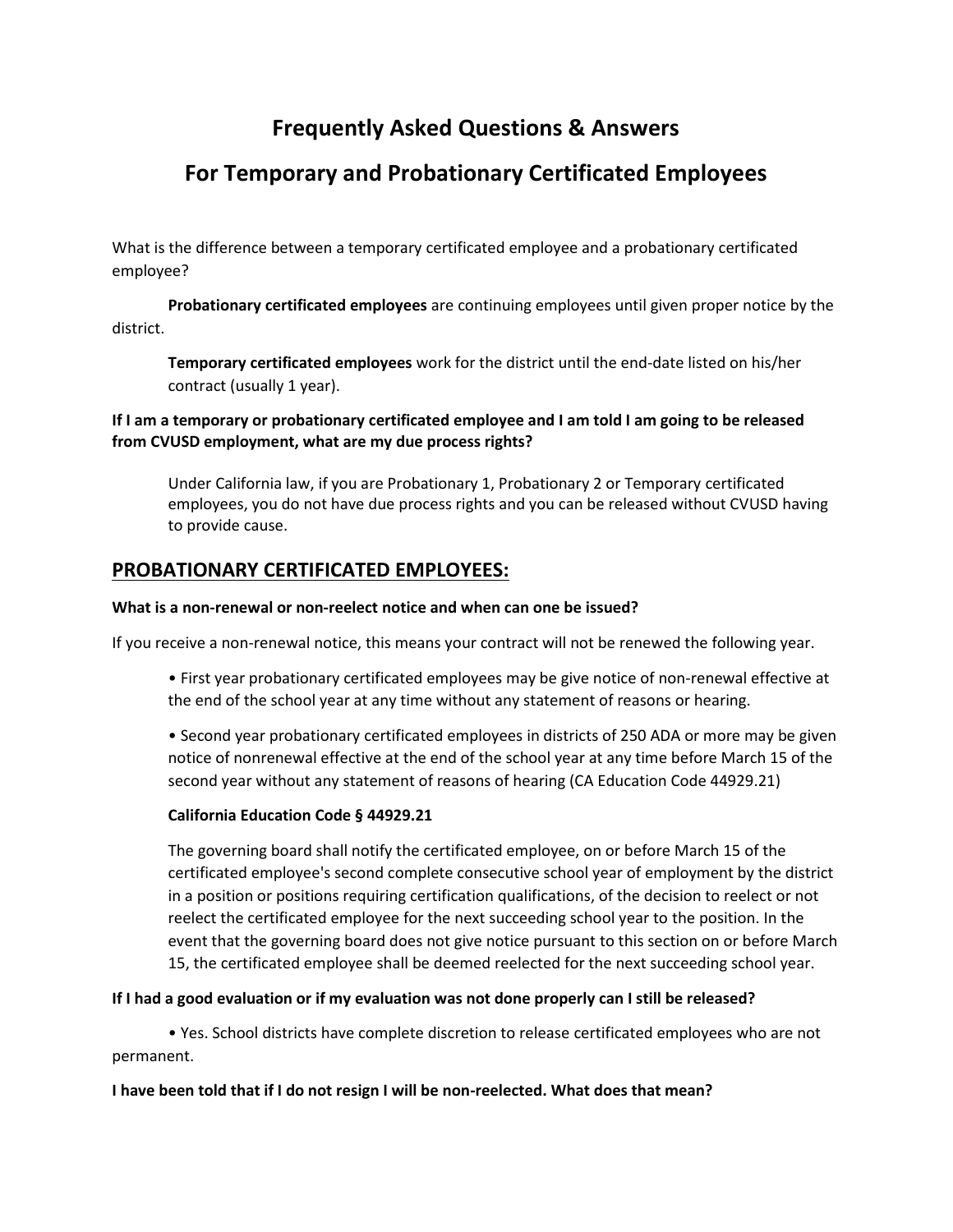# Frequently Asked Questions & Answers

# For Temporary and Probationary Certificated Employees

What is the difference between a temporary certificated employee and a probationary certificated employee?

**Probationary certificated employees** are continuing employees until given proper notice by the district.

**Temporary certificated employees** work for the district until the end-date listed on his/her contract (usually 1 year).

**If I am a temporary or probationary certificated employee and I am told I am going to be released from CVUSD employment, what are my due process rights?**

Under California law, if you are Probationary 1, Probationary 2 or Temporary certificated employees, you do not have due process rights and you can be released without CVUSD having to provide cause.

## PROBATIONARY CERTIFICATED EMPLOYEES:

**What is a non-renewal or non-reelect notice and when can one be issued?**

If you receive a non-renewal notice, this means your contract will not be renewed the following year.

- First year probationary certificated employees may be give notice of non-renewal effective at the end of the school year at any time without any statement of reasons or hearing.
- Second year probationary certificated employees in districts of 250 ADA or more may be given notice of nonrenewal effective at the end of the school year at any time before March 15 of the second year without any statement of reasons of hearing (CA Education Code 44929.21)

**California Education Code § 44929.21**

The governing board shall notify the certificated employee, on or before March 15 of the certificated employee's second complete consecutive school year of employment by the district in a position or positions requiring certification qualifications, of the decision to reelect or not reelect the certificated employee for the next succeeding school year to the position. In the event that the governing board does not give notice pursuant to this section on or before March 15, the certificated employee shall be deemed reelected for the next succeeding school year.

**If I had a good evaluation or if my evaluation was not done properly can I still be released?**

- Yes. School districts have complete discretion to release certificated employees who are not permanent.

**I have been told that if I do not resign I will be non-reelected. What does that mean?**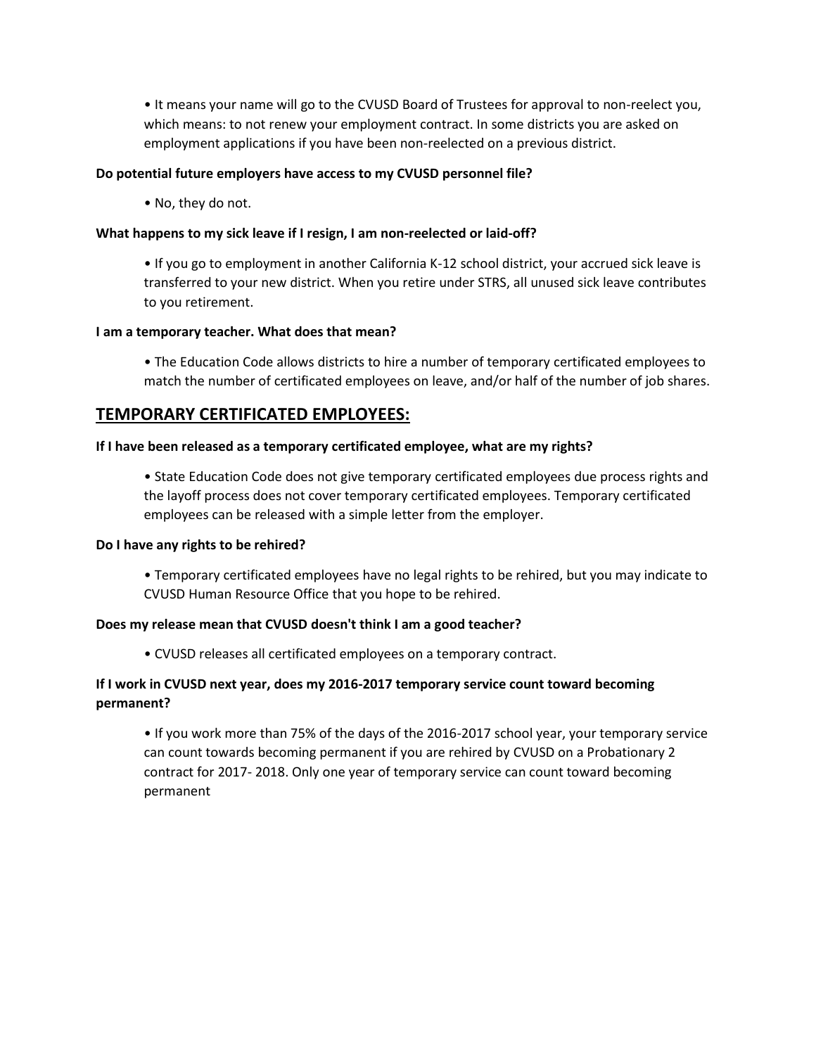- It means your name will go to the CVUSD Board of Trustees for approval to non-reelect you, which means: to not renew your employment contract. In some districts you are asked on employment applications if you have been non-reelected on a previous district.

**Do potential future employers have access to my CVUSD personnel file?**

- No, they do not.

**What happens to my sick leave if I resign, I am non-reelected or laid-off?**

- If you go to employment in another California K-12 school district, your accrued sick leave is transferred to your new district. When you retire under STRS, all unused sick leave contributes to you retirement.

**I am a temporary teacher. What does that mean?**

- The Education Code allows districts to hire a number of temporary certificated employees to match the number of certificated employees on leave, and/or half of the number of job shares.

## TEMPORARY CERTIFICATED EMPLOYEES:

**If I have been released as a temporary certificated employee, what are my rights?**

- State Education Code does not give temporary certificated employees due process rights and the layoff process does not cover temporary certificated employees. Temporary certificated employees can be released with a simple letter from the employer.

**Do I have any rights to be rehired?**

- Temporary certificated employees have no legal rights to be rehired, but you may indicate to CVUSD Human Resource Office that you hope to be rehired.

**Does my release mean that CVUSD doesn't think I am a good teacher?**

- CVUSD releases all certificated employees on a temporary contract.

**If I work in CVUSD next year, does my 2016-2017 temporary service count toward becoming permanent?**

- If you work more than 75% of the days of the 2016-2017 school year, your temporary service can count towards becoming permanent if you are rehired by CVUSD on a Probationary 2 contract for 2017- 2018. Only one year of temporary service can count toward becoming permanent